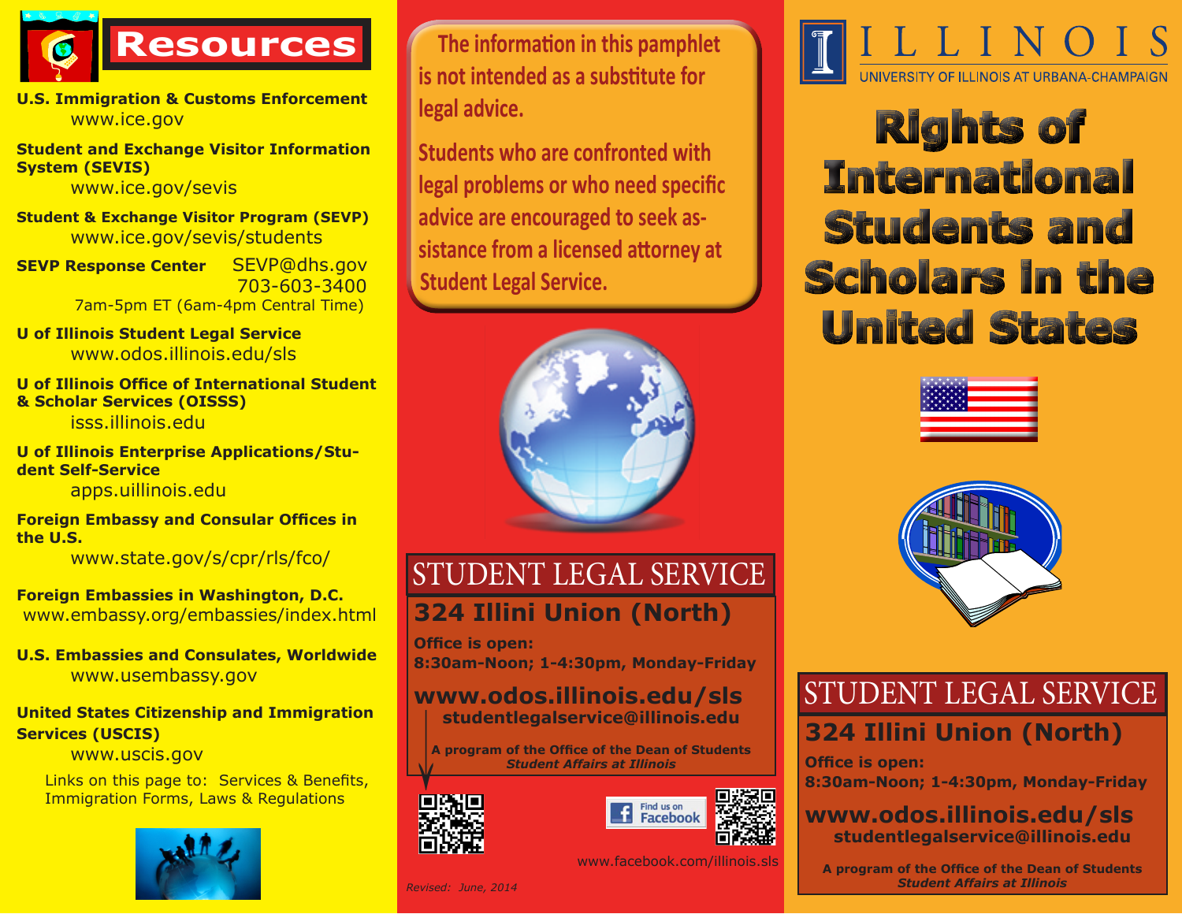# Resources

**U.S. Immigration & Customs Enforcement**
www.ice.gov

**Student and Exchange Visitor Information System (SEVIS)**
www.ice.gov/sevis

**Student & Exchange Visitor Program (SEVP)**
www.ice.gov/sevis/students

**SEVP Response Center**
SEVP@dhs.gov
703-603-3400
7am-5pm ET (6am-4pm Central Time)

**U of Illinois Student Legal Service**
www.odos.illinois.edu/sls

**U of Illinois Office of International Student & Scholar Services (OISSS)**
isss.illinois.edu

**U of Illinois Enterprise Applications/Student Self-Service**
apps.uillinois.edu

**Foreign Embassy and Consular Offices in the U.S.**
www.state.gov/s/cpr/rls/fco/

**Foreign Embassies in Washington, D.C.**
www.embassy.org/embassies/index.html

**U.S. Embassies and Consulates, Worldwide**
www.usembassy.gov

**United States Citizenship and Immigration Services (USCIS)**
www.uscis.gov
Links on this page to: Services & Benefits, Immigration Forms, Laws & Regulations

The information in this pamphlet is not intended as a substitute for legal advice.

Students who are confronted with legal problems or who need specific advice are encouraged to seek assistance from a licensed attorney at Student Legal Service.

## STUDENT LEGAL SERVICE

**324 Illini Union (North)**

**Office is open:**
**8:30am-Noon; 1-4:30pm, Monday-Friday**

**www.odos.illinois.edu/sls**
**studentlegalservice@illinois.edu**

**A program of the Office of the Dean of Students**
***Student Affairs at Illinois***

Find us on Facebook
www.facebook.com/illinois.sls

*Revised: June, 2014*

ILLINOIS
UNIVERSITY OF ILLINOIS AT URBANA-CHAMPAIGN

# Rights of International Students and Scholars in the United States

## STUDENT LEGAL SERVICE

**324 Illini Union (North)**

**Office is open:**
**8:30am-Noon; 1-4:30pm, Monday-Friday**

**www.odos.illinois.edu/sls**
**studentlegalservice@illinois.edu**

**A program of the Office of the Dean of Students**
***Student Affairs at Illinois***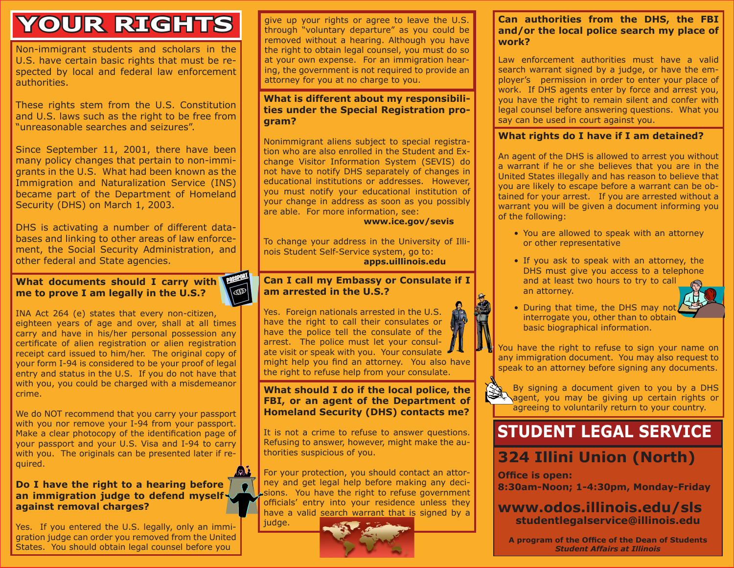# YOUR RIGHTS

Non-immigrant students and scholars in the U.S. have certain basic rights that must be respected by local and federal law enforcement authorities.

These rights stem from the U.S. Constitution and U.S. laws such as the right to be free from "unreasonable searches and seizures".

Since September 11, 2001, there have been many policy changes that pertain to non-immigrants in the U.S. What had been known as the Immigration and Naturalization Service (INS) became part of the Department of Homeland Security (DHS) on March 1, 2003.

DHS is activating a number of different databases and linking to other areas of law enforcement, the Social Security Administration, and other federal and State agencies.

## What documents should I carry with me to prove I am legally in the U.S.?

INA Act 264 (e) states that every non-citizen, eighteen years of age and over, shall at all times carry and have in his/her personal possession any certificate of alien registration or alien registration receipt card issued to him/her. The original copy of your form I-94 is considered to be your proof of legal entry and status in the U.S. If you do not have that with you, you could be charged with a misdemeanor crime.

We do NOT recommend that you carry your passport with you nor remove your I-94 from your passport. Make a clear photocopy of the identification page of your passport and your U.S. Visa and I-94 to carry with you. The originals can be presented later if required.

## Do I have the right to a hearing before an immigration judge to defend myself against removal charges?

Yes. If you entered the U.S. legally, only an immigration judge can order you removed from the United States. You should obtain legal counsel before you give up your rights or agree to leave the U.S. through "voluntary departure" as you could be removed without a hearing. Although you have the right to obtain legal counsel, you must do so at your own expense. For an immigration hearing, the government is not required to provide an attorney for you at no charge to you.

## What is different about my responsibilities under the Special Registration program?

Nonimmigrant aliens subject to special registration who are also enrolled in the Student and Exchange Visitor Information System (SEVIS) do not have to notify DHS separately of changes in educational institutions or addresses. However, you must notify your educational institution of your change in address as soon as you possibly are able. For more information, see:

**www.ice.gov/sevis**

To change your address in the University of Illinois Student Self-Service system, go to:

**apps.uillinois.edu**

## Can I call my Embassy or Consulate if I am arrested in the U.S.?

Yes. Foreign nationals arrested in the U.S. have the right to call their consulates or have the police tell the consulate of the arrest. The police must let your consulate visit or speak with you. Your consulate might help you find an attorney. You also have the right to refuse help from your consulate.

## What should I do if the local police, the FBI, or an agent of the Department of Homeland Security (DHS) contacts me?

It is not a crime to refuse to answer questions. Refusing to answer, however, might make the authorities suspicious of you.

For your protection, you should contact an attorney and get legal help before making any decisions. You have the right to refuse government officials' entry into your residence unless they have a valid search warrant that is signed by a judge.

## Can authorities from the DHS, the FBI and/or the local police search my place of work?

Law enforcement authorities must have a valid search warrant signed by a judge, or have the employer's permission in order to enter your place of work. If DHS agents enter by force and arrest you, you have the right to remain silent and confer with legal counsel before answering questions. What you say can be used in court against you.

## What rights do I have if I am detained?

An agent of the DHS is allowed to arrest you without a warrant if he or she believes that you are in the United States illegally and has reason to believe that you are likely to escape before a warrant can be obtained for your arrest. If you are arrested without a warrant you will be given a document informing you of the following:

- You are allowed to speak with an attorney or other representative
- If you ask to speak with an attorney, the DHS must give you access to a telephone and at least two hours to try to call an attorney.
- During that time, the DHS may not interrogate you, other than to obtain basic biographical information.

You have the right to refuse to sign your name on any immigration document. You may also request to speak to an attorney before signing any documents.

By signing a document given to you by a DHS agent, you may be giving up certain rights or agreeing to voluntarily return to your country.

# STUDENT LEGAL SERVICE

## 324 Illini Union (North)

**Office is open:**
**8:30am-Noon; 1-4:30pm, Monday-Friday**

**www.odos.illinois.edu/sls**
**studentlegalservice@illinois.edu**

**A program of the Office of the Dean of Students**
***Student Affairs at Illinois***